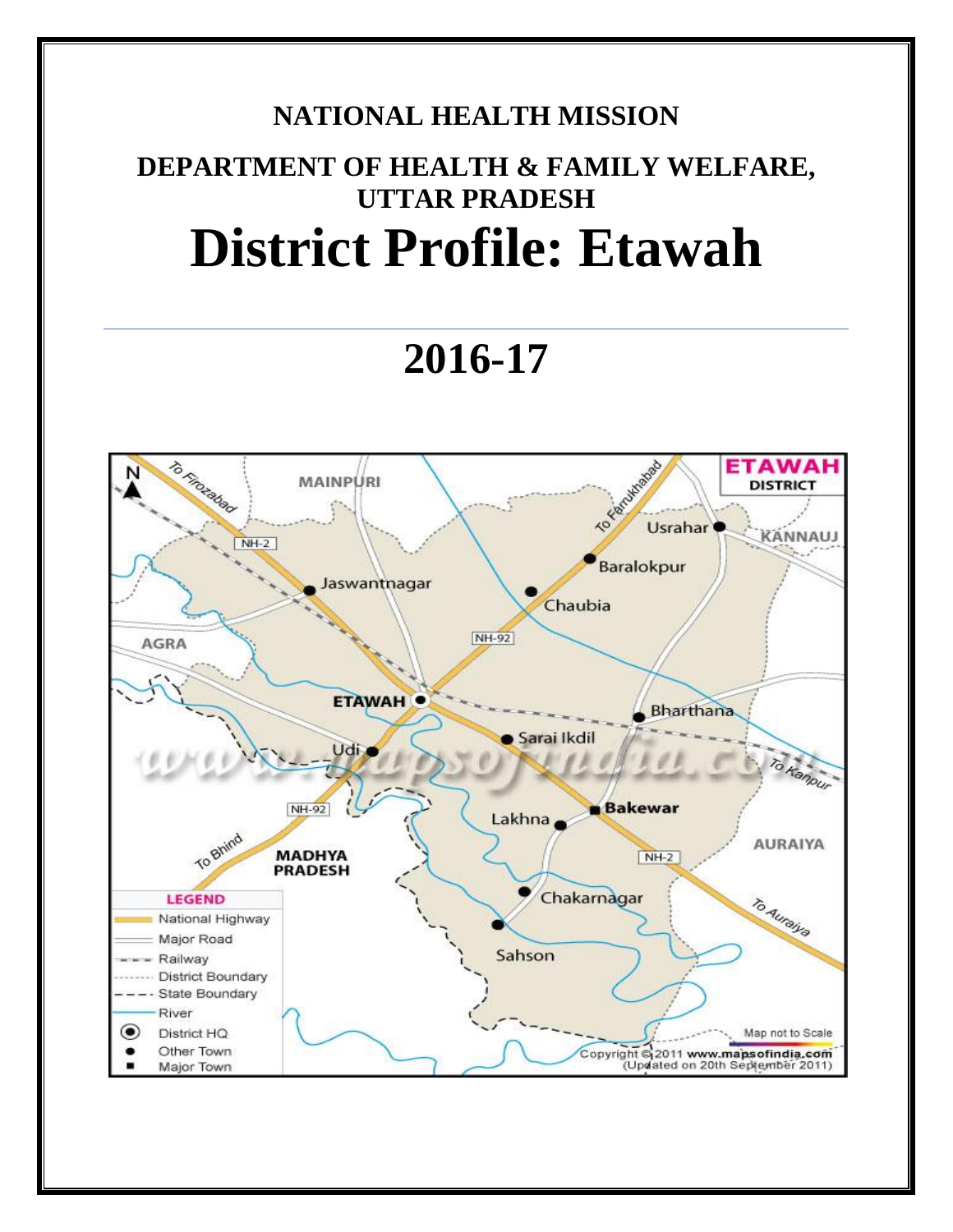# NATIONAL HEALTH MISSION

## DEPARTMENT OF HEALTH & FAMILY WELFARE, UTTAR PRADESH

# District Profile: Etawah

# 2016-17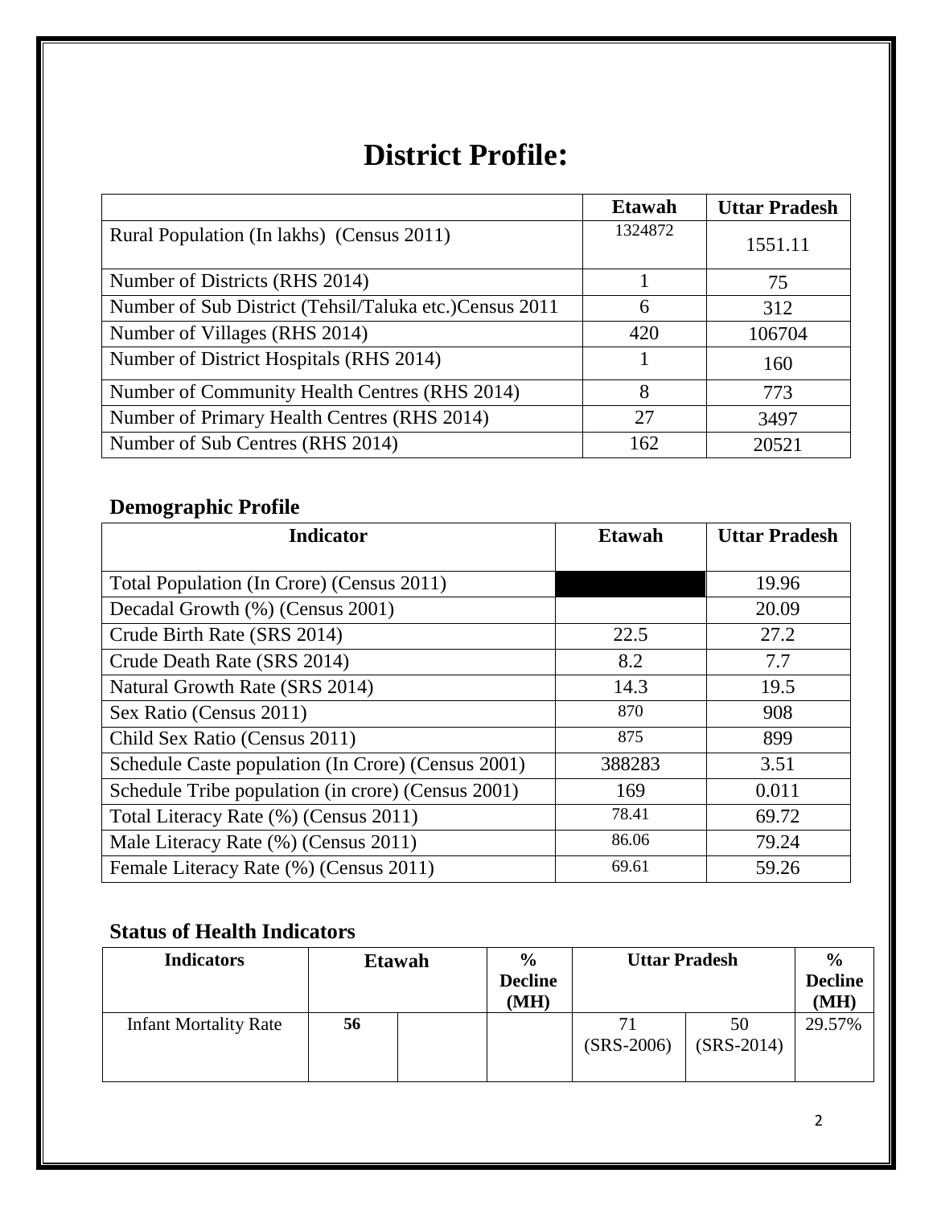# District Profile:

| | Etawah | Uttar Pradesh |
|---|---|---|
| Rural Population (In lakhs) (Census 2011) | 1324872 | 1551.11 |
| Number of Districts (RHS 2014) | 1 | 75 |
| Number of Sub District (Tehsil/Taluka etc.)Census 2011 | 6 | 312 |
| Number of Villages (RHS 2014) | 420 | 106704 |
| Number of District Hospitals (RHS 2014) | 1 | 160 |
| Number of Community Health Centres (RHS 2014) | 8 | 773 |
| Number of Primary Health Centres (RHS 2014) | 27 | 3497 |
| Number of Sub Centres (RHS 2014) | 162 | 20521 |

## Demographic Profile

| Indicator | Etawah | Uttar Pradesh |
|---|---|---|
| Total Population (In Crore) (Census 2011) | | 19.96 |
| Decadal Growth (%) (Census 2001) | | 20.09 |
| Crude Birth Rate (SRS 2014) | 22.5 | 27.2 |
| Crude Death Rate (SRS 2014) | 8.2 | 7.7 |
| Natural Growth Rate (SRS 2014) | 14.3 | 19.5 |
| Sex Ratio (Census 2011) | 870 | 908 |
| Child Sex Ratio (Census 2011) | 875 | 899 |
| Schedule Caste population (In Crore) (Census 2001) | 388283 | 3.51 |
| Schedule Tribe population (in crore) (Census 2001) | 169 | 0.011 |
| Total Literacy Rate (%) (Census 2011) | 78.41 | 69.72 |
| Male Literacy Rate (%) (Census 2011) | 86.06 | 79.24 |
| Female Literacy Rate (%) (Census 2011) | 69.61 | 59.26 |

## Status of Health Indicators

| Indicators | Etawah | | % Decline (MH) | Uttar Pradesh | | % Decline (MH) |
|---|---|---|---|---|---|---|
| Infant Mortality Rate | **56** | | | 71 (SRS-2006) | 50 (SRS-2014) | 29.57% |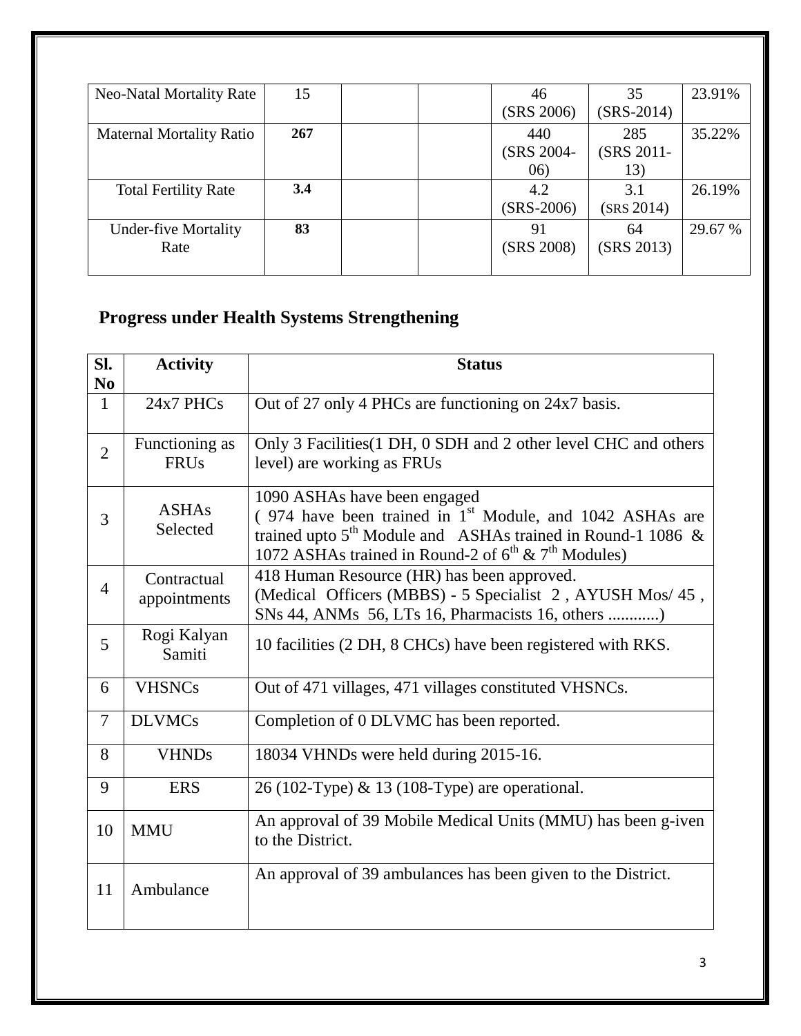| Neo-Natal Mortality Rate | 15 | | | 46 (SRS 2006) | 35 (SRS-2014) | 23.91% |
|---|---|---|---|---|---|---|
| Maternal Mortality Ratio | **267** | | | 440 (SRS 2004-06) | 285 (SRS 2011-13) | 35.22% |
| Total Fertility Rate | **3.4** | | | 4.2 (SRS-2006) | 3.1 (SRS 2014) | 26.19% |
| Under-five Mortality Rate | **83** | | | 91 (SRS 2008) | 64 (SRS 2013) | 29.67 % |

## Progress under Health Systems Strengthening

| Sl. No | Activity | Status |
|---|---|---|
| 1 | 24x7 PHCs | Out of 27 only 4 PHCs are functioning on 24x7 basis. |
| 2 | Functioning as FRUs | Only 3 Facilities(1 DH, 0 SDH and 2 other level CHC and others level) are working as FRUs |
| 3 | ASHAs Selected | 1090 ASHAs have been engaged ( 974 have been trained in 1st Module, and 1042 ASHAs are trained upto 5th Module and ASHAs trained in Round-1 1086 & 1072 ASHAs trained in Round-2 of 6th & 7th Modules) |
| 4 | Contractual appointments | 418 Human Resource (HR) has been approved. (Medical Officers (MBBS) - 5 Specialist 2 , AYUSH Mos/ 45 , SNs 44, ANMs 56, LTs 16, Pharmacists 16, others ............) |
| 5 | Rogi Kalyan Samiti | 10 facilities (2 DH, 8 CHCs) have been registered with RKS. |
| 6 | VHSNCs | Out of 471 villages, 471 villages constituted VHSNCs. |
| 7 | DLVMCs | Completion of 0 DLVMC has been reported. |
| 8 | VHNDs | 18034 VHNDs were held during 2015-16. |
| 9 | ERS | 26 (102-Type) & 13 (108-Type) are operational. |
| 10 | MMU | An approval of 39 Mobile Medical Units (MMU) has been g-iven to the District. |
| 11 | Ambulance | An approval of 39 ambulances has been given to the District. |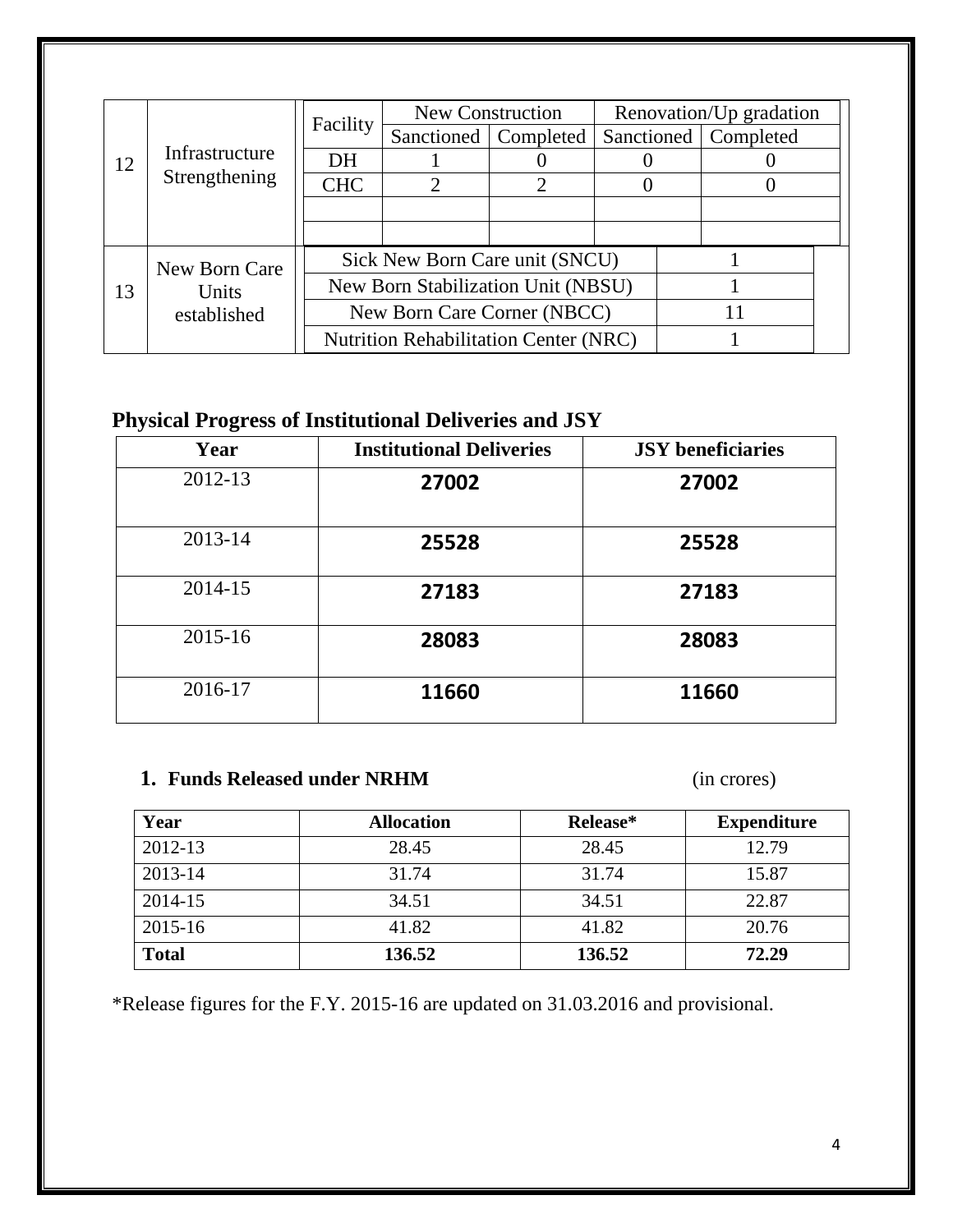| | | | | | | |
|---|---|---|---|---|---|---|
| 12 | Infrastructure Strengthening | Facility | New Construction | | Renovation/Up gradation | |
| | | | Sanctioned | Completed | Sanctioned | Completed |
| | | DH | 1 | 0 | 0 | 0 |
| | | CHC | 2 | 2 | 0 | 0 |
| | | | | | | |
| | | | | | | |
| 13 | New Born Care Units established | Sick New Born Care unit (SNCU) | 1 | | | |
| | | New Born Stabilization Unit (NBSU) | 1 | | | |
| | | New Born Care Corner (NBCC) | 11 | | | |
| | | Nutrition Rehabilitation Center (NRC) | 1 | | | |

## Physical Progress of Institutional Deliveries and JSY

| Year | Institutional Deliveries | JSY beneficiaries |
|---|---|---|
| 2012-13 | **27002** | **27002** |
| 2013-14 | **25528** | **25528** |
| 2014-15 | **27183** | **27183** |
| 2015-16 | **28083** | **28083** |
| 2016-17 | **11660** | **11660** |

### 1. Funds Released under NRHM (in crores)

| Year | Allocation | Release* | Expenditure |
|---|---|---|---|
| 2012-13 | 28.45 | 28.45 | 12.79 |
| 2013-14 | 31.74 | 31.74 | 15.87 |
| 2014-15 | 34.51 | 34.51 | 22.87 |
| 2015-16 | 41.82 | 41.82 | 20.76 |
| **Total** | **136.52** | **136.52** | **72.29** |

*Release figures for the F.Y. 2015-16 are updated on 31.03.2016 and provisional.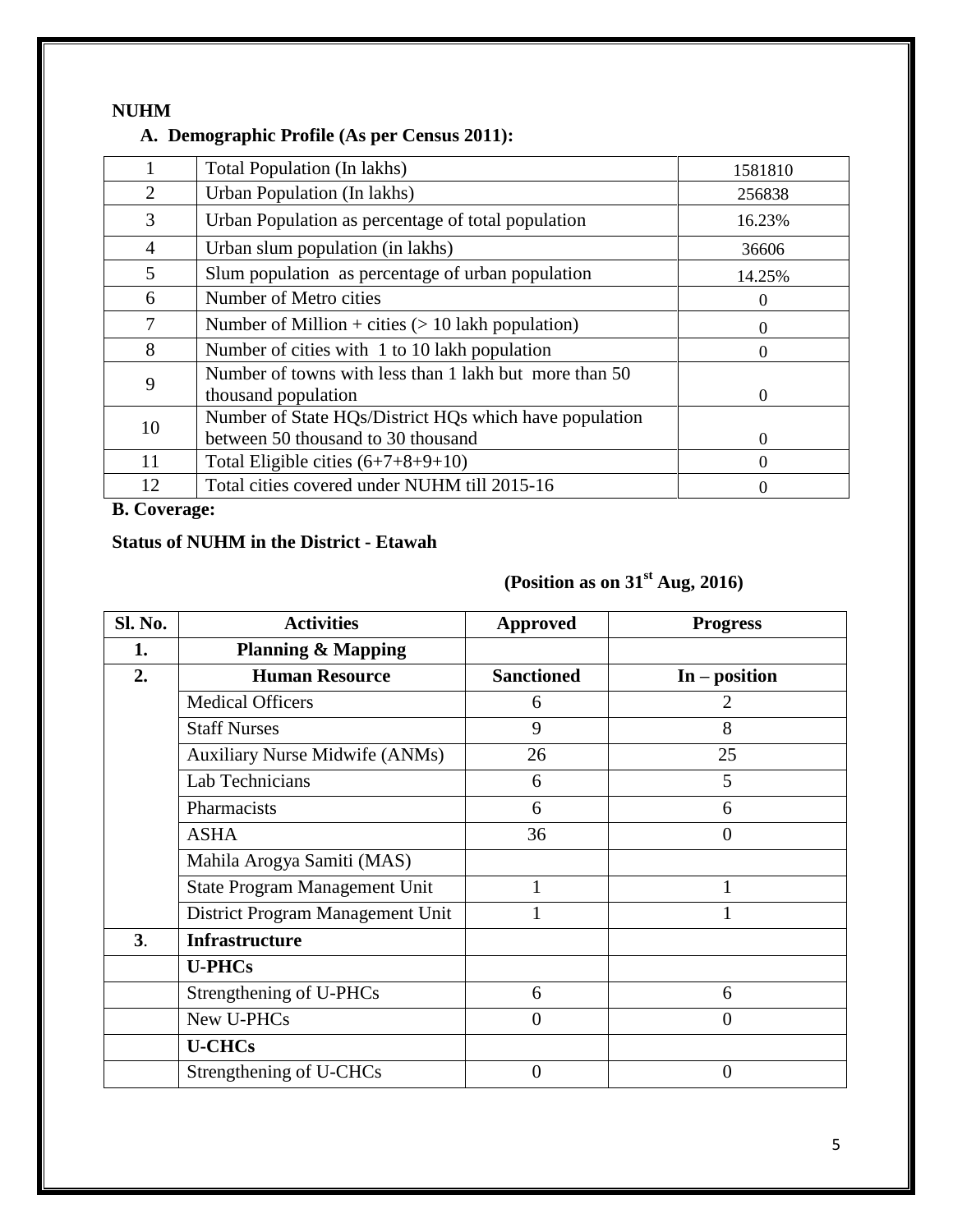**NUHM**

**A. Demographic Profile (As per Census 2011):**

| | | |
|---|---|---|
| 1 | Total Population (In lakhs) | 1581810 |
| 2 | Urban Population (In lakhs) | 256838 |
| 3 | Urban Population as percentage of total population | 16.23% |
| 4 | Urban slum population (in lakhs) | 36606 |
| 5 | Slum population as percentage of urban population | 14.25% |
| 6 | Number of Metro cities | 0 |
| 7 | Number of Million + cities (> 10 lakh population) | 0 |
| 8 | Number of cities with 1 to 10 lakh population | 0 |
| 9 | Number of towns with less than 1 lakh but more than 50 thousand population | 0 |
| 10 | Number of State HQs/District HQs which have population between 50 thousand to 30 thousand | 0 |
| 11 | Total Eligible cities (6+7+8+9+10) | 0 |
| 12 | Total cities covered under NUHM till 2015-16 | 0 |

**B. Coverage:**

**Status of NUHM in the District - Etawah**

**(Position as on 31st Aug, 2016)**

| Sl. No. | Activities | Approved | Progress |
|---|---|---|---|
| **1.** | **Planning & Mapping** | | |
| **2.** | **Human Resource** | **Sanctioned** | **In – position** |
| | Medical Officers | 6 | 2 |
| | Staff Nurses | 9 | 8 |
| | Auxiliary Nurse Midwife (ANMs) | 26 | 25 |
| | Lab Technicians | 6 | 5 |
| | Pharmacists | 6 | 6 |
| | ASHA | 36 | 0 |
| | Mahila Arogya Samiti (MAS) | | |
| | State Program Management Unit | 1 | 1 |
| | District Program Management Unit | 1 | 1 |
| **3**. | **Infrastructure** | | |
| | **U-PHCs** | | |
| | Strengthening of U-PHCs | 6 | 6 |
| | New U-PHCs | 0 | 0 |
| | **U-CHCs** | | |
| | Strengthening of U-CHCs | 0 | 0 |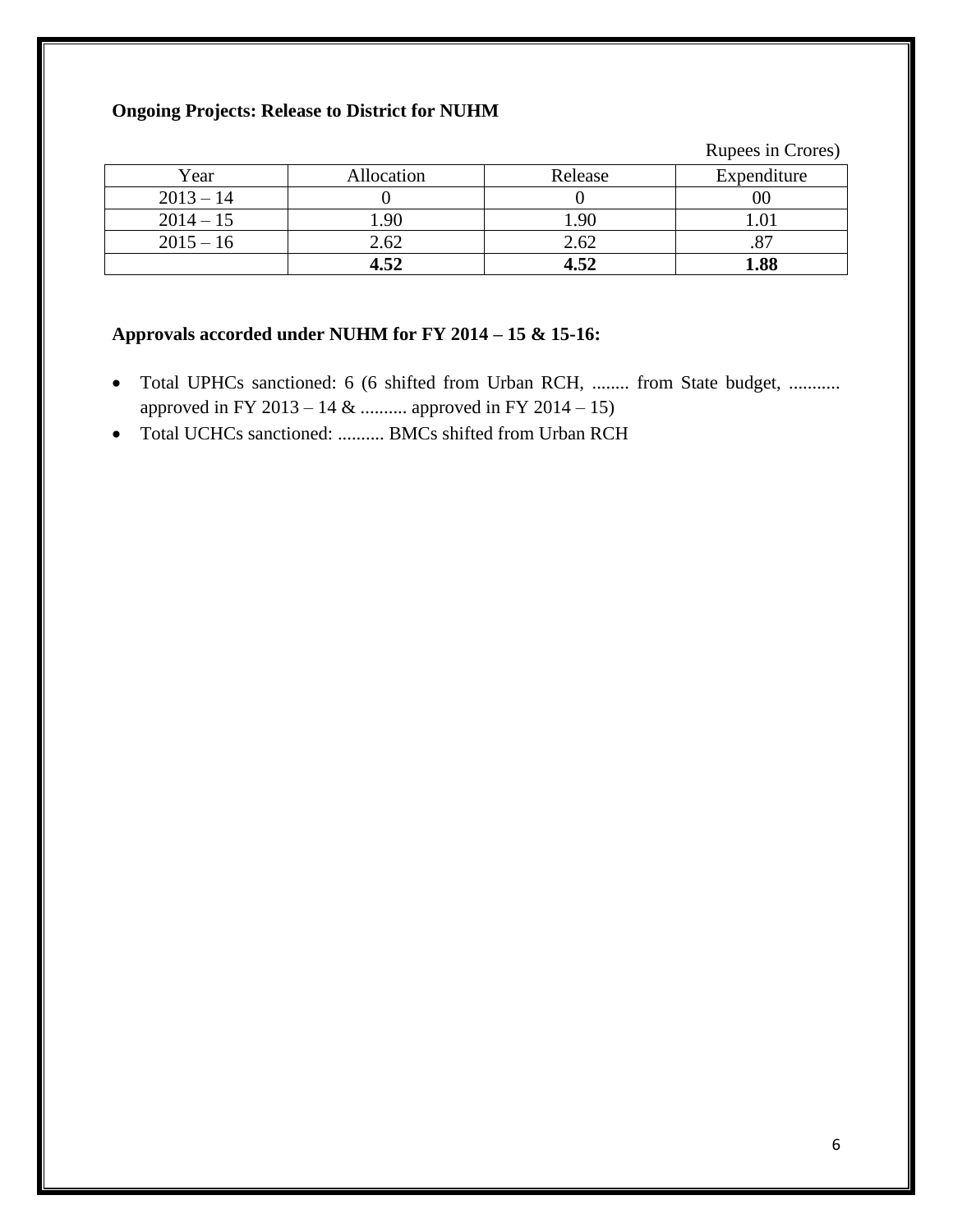**Ongoing Projects: Release to District for NUHM**

Rupees in Crores)

| Year | Allocation | Release | Expenditure |
|---|---|---|---|
| 2013 – 14 | 0 | 0 | 00 |
| 2014 – 15 | 1.90 | 1.90 | 1.01 |
| 2015 – 16 | 2.62 | 2.62 | .87 |
| | **4.52** | **4.52** | **1.88** |

**Approvals accorded under NUHM for FY 2014 – 15 & 15-16:**

- Total UPHCs sanctioned: 6 (6 shifted from Urban RCH, ........ from State budget, ........... approved in FY 2013 – 14 & .......... approved in FY 2014 – 15)
- Total UCHCs sanctioned: .......... BMCs shifted from Urban RCH